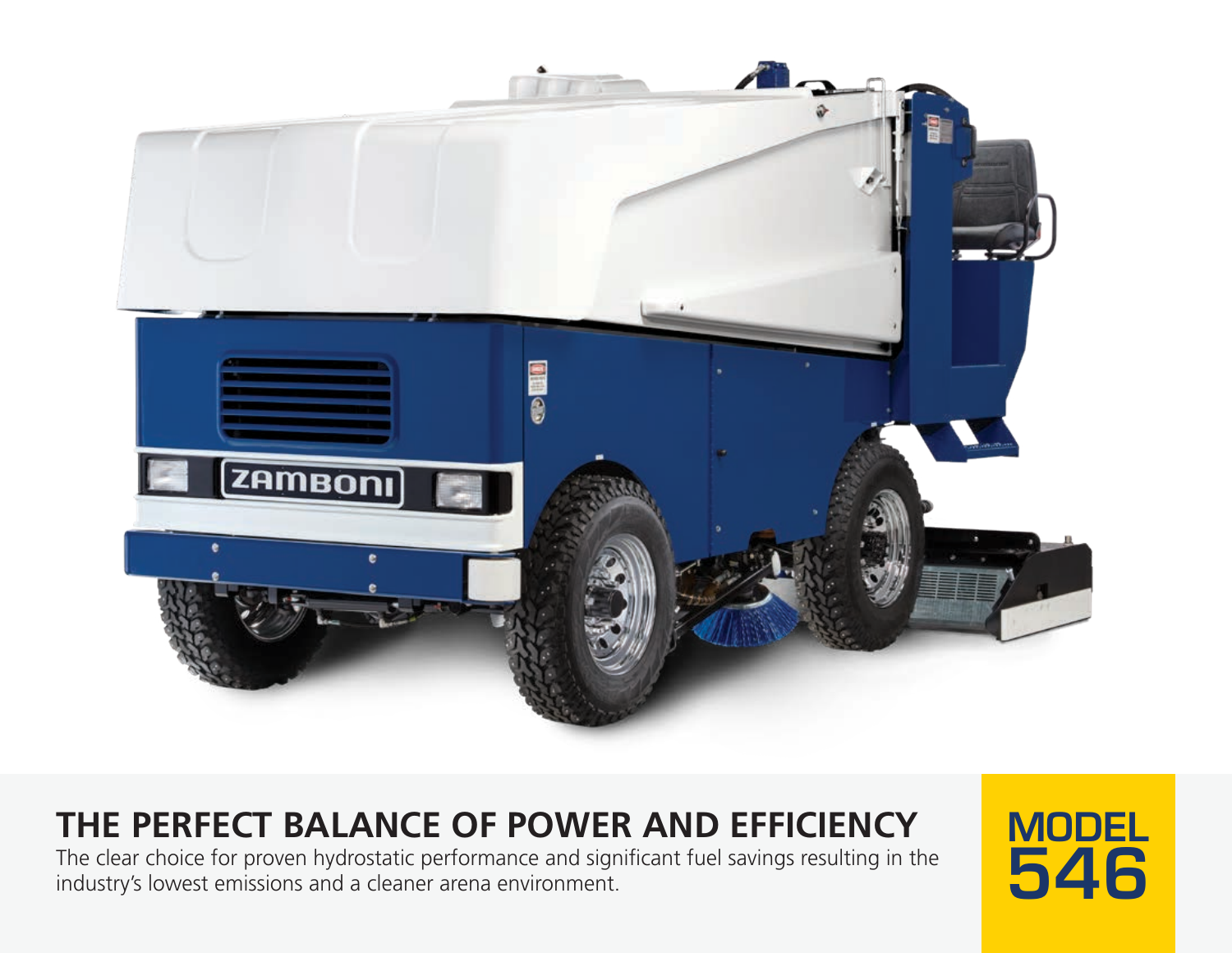# THE PERFECT BALANCE OF POWER AND EFFICIENCY

The clear choice for proven hydrostatic performance and significant fuel savings resulting in the industry's lowest emissions and a cleaner arena environment.

**MODEL 546**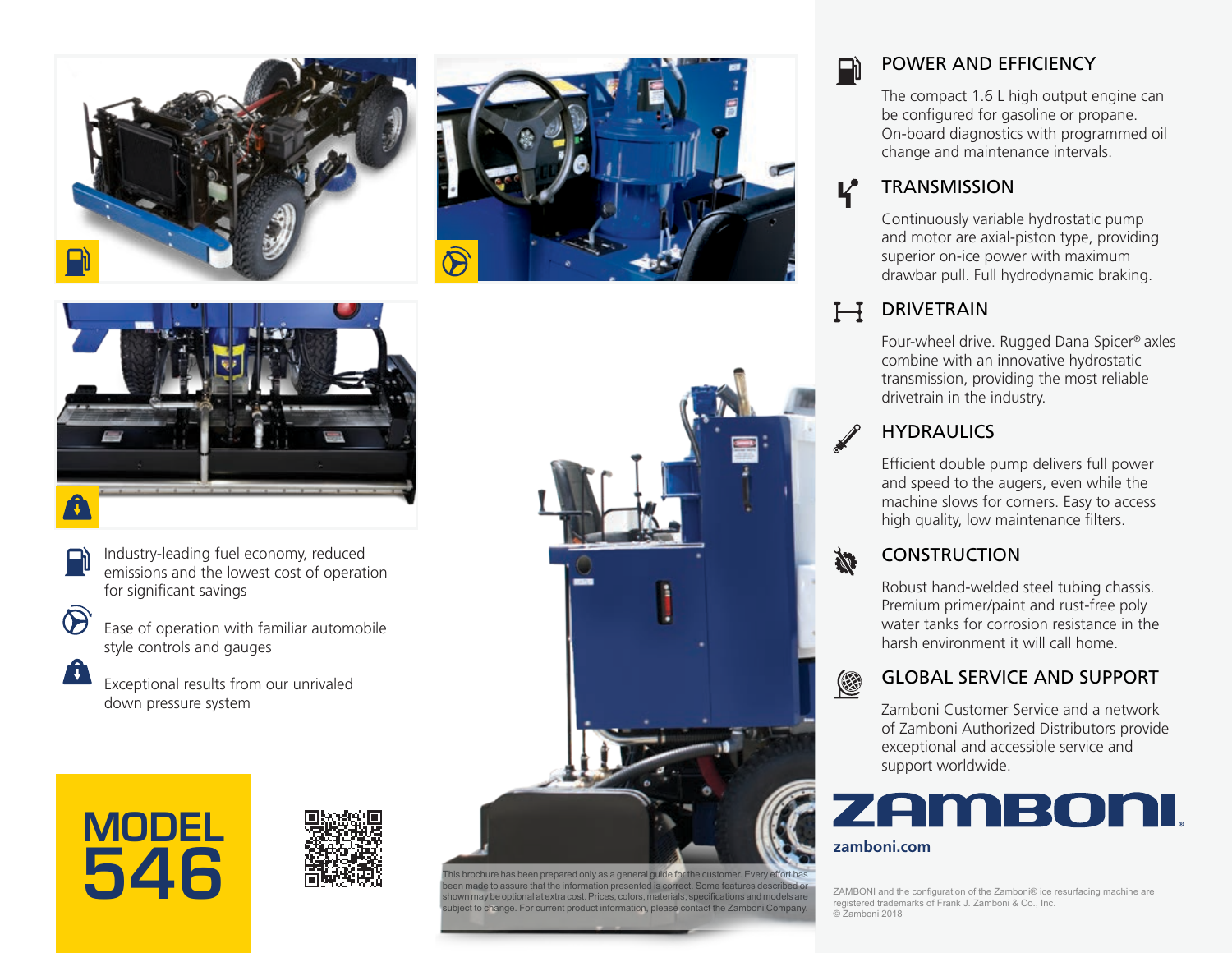Industry-leading fuel economy, reduced emissions and the lowest cost of operation for significant savings

Ease of operation with familiar automobile style controls and gauges

Exceptional results from our unrivaled down pressure system

# MODEL 546

This brochure has been prepared only as a general guide for the customer. Every effort has been made to assure that the information presented is correct. Some features described or shown may be optional at extra cost. Prices, colors, materials, specifications and models are subject to change. For current product information, please contact the Zamboni Company.

## POWER AND EFFICIENCY

The compact 1.6 L high output engine can be configured for gasoline or propane. On-board diagnostics with programmed oil change and maintenance intervals.

## TRANSMISSION

Continuously variable hydrostatic pump and motor are axial-piston type, providing superior on-ice power with maximum drawbar pull. Full hydrodynamic braking.

## DRIVETRAIN

Four-wheel drive. Rugged Dana Spicer® axles combine with an innovative hydrostatic transmission, providing the most reliable drivetrain in the industry.

## HYDRAULICS

Efficient double pump delivers full power and speed to the augers, even while the machine slows for corners. Easy to access high quality, low maintenance filters.

## CONSTRUCTION

Robust hand-welded steel tubing chassis. Premium primer/paint and rust-free poly water tanks for corrosion resistance in the harsh environment it will call home.

## GLOBAL SERVICE AND SUPPORT

Zamboni Customer Service and a network of Zamboni Authorized Distributors provide exceptional and accessible service and support worldwide.

**ZAMBONI.**

**zamboni.com**

ZAMBONI and the configuration of the Zamboni® ice resurfacing machine are registered trademarks of Frank J. Zamboni & Co., Inc.
© Zamboni 2018